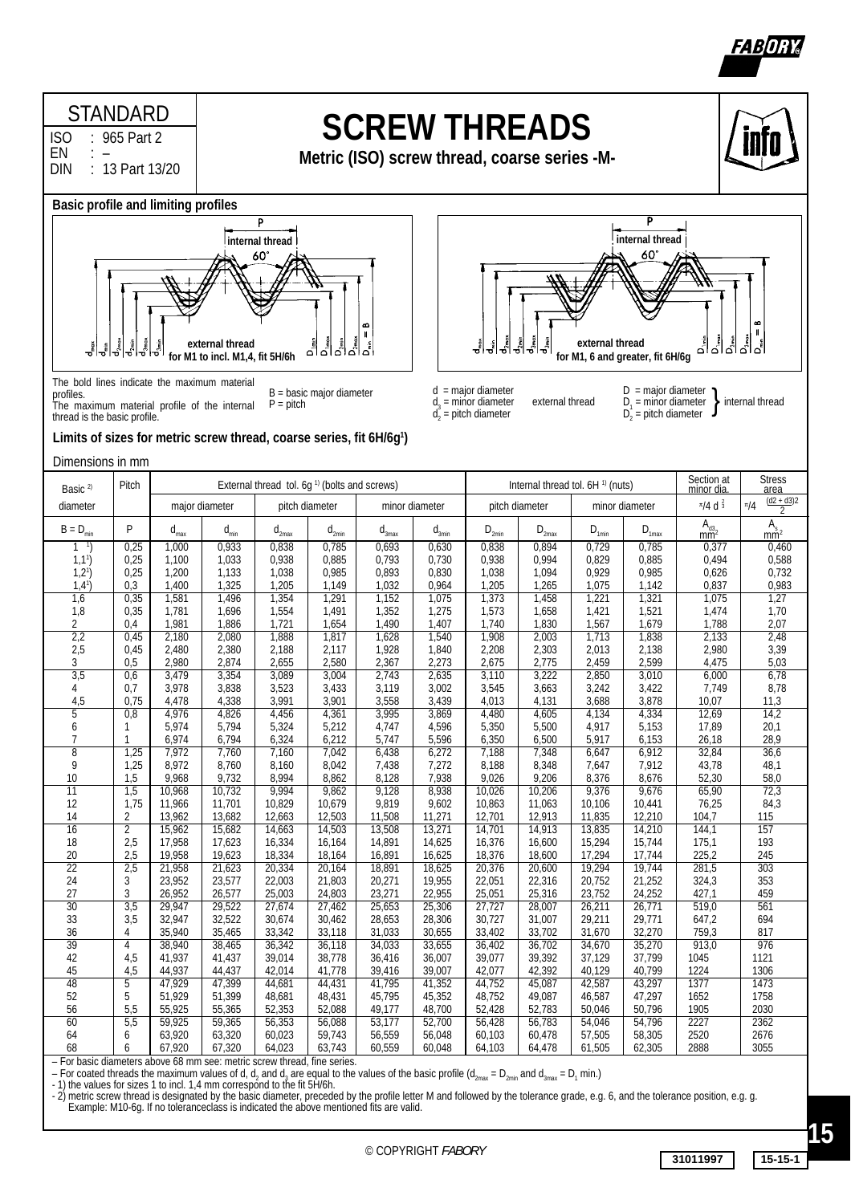STANDARD

ISO : 965 Part 2
EN : –
DIN : 13 Part 13/20

# SCREW THREADS

**Metric (ISO) screw thread, coarse series -M-**

## Basic profile and limiting profiles

internal thread 60° external thread for M1 to incl. M1,4, fit 5H/6h

internal thread 60° external thread for M1, 6 and greater, fit 6H/6g

The bold lines indicate the maximum material profiles.
The maximum material profile of the internal thread is the basic profile.

B = basic major diameter
P = pitch

d = major diameter
$d_3$ = minor diameter } external thread
$d_2$ = pitch diameter

D = major diameter
$D_1$ = minor diameter } internal thread
$D_2$ = pitch diameter

**Limits of sizes for metric screw thread, coarse series, fit 6H/6g[1])**

Dimensions in mm

| Basic [2]) diameter | Pitch | External thread tol. 6g [1]) (bolts and screws) | | | | | | Internal thread tol. 6H [1]) (nuts) | | | | Section at minor dia. | Stress area |
|---|---|---|---|---|---|---|---|---|---|---|---|---|---|
| | | major diameter | | pitch diameter | | minor diameter | | pitch diameter | | minor diameter | | $\pi/4\ d_3^2$ | $\pi/4 \left(\frac{d2 + d3}{2}\right)^2$ |
| $B = D_{min}$ | P | $d_{max}$ | $d_{min}$ | $d_{2max}$ | $d_{2min}$ | $d_{3max}$ | $d_{3min}$ | $D_{2min}$ | $D_{2max}$ | $D_{1min}$ | $D_{1max}$ | $A_{d3}$ mm² | $A_s$ mm² |
| 1 [1]) | 0,25 | 1,000 | 0,933 | 0,838 | 0,785 | 0,693 | 0,630 | 0,838 | 0,894 | 0,729 | 0,785 | 0,377 | 0,460 |
| 1,1[1]) | 0,25 | 1,100 | 1,033 | 0,938 | 0,885 | 0,793 | 0,730 | 0,938 | 0,994 | 0,829 | 0,885 | 0,494 | 0,588 |
| 1,2[1]) | 0,25 | 1,200 | 1,133 | 1,038 | 0,985 | 0,893 | 0,830 | 1,038 | 1,094 | 0,929 | 0,985 | 0,626 | 0,732 |
| 1,4[1]) | 0,3 | 1,400 | 1,325 | 1,205 | 1,149 | 1,032 | 0,964 | 1,205 | 1,265 | 1,075 | 1,142 | 0,837 | 0,983 |
| 1,6 | 0,35 | 1,581 | 1,496 | 1,354 | 1,291 | 1,152 | 1,075 | 1,373 | 1,458 | 1,221 | 1,321 | 1,075 | 1,27 |
| 1,8 | 0,35 | 1,781 | 1,696 | 1,554 | 1,491 | 1,352 | 1,275 | 1,573 | 1,658 | 1,421 | 1,521 | 1,474 | 1,70 |
| 2 | 0,4 | 1,981 | 1,886 | 1,721 | 1,654 | 1,490 | 1,407 | 1,740 | 1,830 | 1,567 | 1,679 | 1,788 | 2,07 |
| 2,2 | 0,45 | 2,180 | 2,080 | 1,888 | 1,817 | 1,628 | 1,540 | 1,908 | 2,003 | 1,713 | 1,838 | 2,133 | 2,48 |
| 2,5 | 0,45 | 2,480 | 2,380 | 2,188 | 2,117 | 1,928 | 1,840 | 2,208 | 2,303 | 2,013 | 2,138 | 2,980 | 3,39 |
| 3 | 0,5 | 2,980 | 2,874 | 2,655 | 2,580 | 2,367 | 2,273 | 2,675 | 2,775 | 2,459 | 2,599 | 4,475 | 5,03 |
| 3,5 | 0,6 | 3,479 | 3,354 | 3,089 | 3,004 | 2,743 | 2,635 | 3,110 | 3,222 | 2,850 | 3,010 | 6,000 | 6,78 |
| 4 | 0,7 | 3,978 | 3,838 | 3,523 | 3,433 | 3,119 | 3,002 | 3,545 | 3,663 | 3,242 | 3,422 | 7,749 | 8,78 |
| 4,5 | 0,75 | 4,478 | 4,338 | 3,991 | 3,901 | 3,558 | 3,439 | 4,013 | 4,131 | 3,688 | 3,878 | 10,07 | 11,3 |
| 5 | 0,8 | 4,976 | 4,826 | 4,456 | 4,361 | 3,995 | 3,869 | 4,480 | 4,605 | 4,134 | 4,334 | 12,69 | 14,2 |
| 6 | 1 | 5,974 | 5,794 | 5,324 | 5,212 | 4,747 | 4,596 | 5,350 | 5,500 | 4,917 | 5,153 | 17,89 | 20,1 |
| 7 | 1 | 6,974 | 6,794 | 6,324 | 6,212 | 5,747 | 5,596 | 6,350 | 6,500 | 5,917 | 6,153 | 26,18 | 28,9 |
| 8 | 1,25 | 7,972 | 7,760 | 7,160 | 7,042 | 6,438 | 6,272 | 7,188 | 7,348 | 6,647 | 6,912 | 32,84 | 36,6 |
| 9 | 1,25 | 8,972 | 8,760 | 8,160 | 8,042 | 7,438 | 7,272 | 8,188 | 8,348 | 7,647 | 7,912 | 43,78 | 48,1 |
| 10 | 1,5 | 9,968 | 9,732 | 8,994 | 8,862 | 8,128 | 7,938 | 9,026 | 9,206 | 8,376 | 8,676 | 52,30 | 58,0 |
| 11 | 1,5 | 10,968 | 10,732 | 9,994 | 9,862 | 9,128 | 8,938 | 10,026 | 10,206 | 9,376 | 9,676 | 65,90 | 72,3 |
| 12 | 1,75 | 11,966 | 11,701 | 10,829 | 10,679 | 9,819 | 9,602 | 10,863 | 11,063 | 10,106 | 10,441 | 76,25 | 84,3 |
| 14 | 2 | 13,962 | 13,682 | 12,663 | 12,503 | 11,508 | 11,271 | 12,701 | 12,913 | 11,835 | 12,210 | 104,7 | 115 |
| 16 | 2 | 15,962 | 15,682 | 14,663 | 14,503 | 13,508 | 13,271 | 14,701 | 14,913 | 13,835 | 14,210 | 144,1 | 157 |
| 18 | 2,5 | 17,958 | 17,623 | 16,334 | 16,164 | 14,891 | 14,625 | 16,376 | 16,600 | 15,294 | 15,744 | 175,1 | 193 |
| 20 | 2,5 | 19,958 | 19,623 | 18,334 | 18,164 | 16,891 | 16,625 | 18,376 | 18,600 | 17,294 | 17,744 | 225,2 | 245 |
| 22 | 2,5 | 21,958 | 21,623 | 20,334 | 20,164 | 18,891 | 18,625 | 20,376 | 20,600 | 19,294 | 19,744 | 281,5 | 303 |
| 24 | 3 | 23,952 | 23,577 | 22,003 | 21,803 | 20,271 | 19,955 | 22,051 | 22,316 | 20,752 | 21,252 | 324,3 | 353 |
| 27 | 3 | 26,952 | 26,577 | 25,003 | 24,803 | 23,271 | 22,955 | 25,051 | 25,316 | 23,752 | 24,252 | 427,1 | 459 |
| 30 | 3,5 | 29,947 | 29,522 | 27,674 | 27,462 | 25,653 | 25,306 | 27,727 | 28,007 | 26,211 | 26,771 | 519,0 | 561 |
| 33 | 3,5 | 32,947 | 32,522 | 30,674 | 30,462 | 28,653 | 28,306 | 30,727 | 31,007 | 29,211 | 29,771 | 647,2 | 694 |
| 36 | 4 | 35,940 | 35,465 | 33,342 | 33,118 | 31,033 | 30,655 | 33,402 | 33,702 | 31,670 | 32,270 | 759,3 | 817 |
| 39 | 4 | 38,940 | 38,465 | 36,342 | 36,118 | 34,033 | 33,655 | 36,402 | 36,702 | 34,670 | 35,270 | 913,0 | 976 |
| 42 | 4,5 | 41,937 | 41,437 | 39,014 | 38,778 | 36,416 | 36,007 | 39,077 | 39,392 | 37,129 | 37,799 | 1045 | 1121 |
| 45 | 4,5 | 44,937 | 44,437 | 42,014 | 41,778 | 39,416 | 39,007 | 42,077 | 42,392 | 40,129 | 40,799 | 1224 | 1306 |
| 48 | 5 | 47,929 | 47,399 | 44,681 | 44,431 | 41,795 | 41,352 | 44,752 | 45,087 | 42,587 | 43,297 | 1377 | 1473 |
| 52 | 5 | 51,929 | 51,399 | 48,681 | 48,431 | 45,795 | 45,352 | 48,752 | 49,087 | 46,587 | 47,297 | 1652 | 1758 |
| 56 | 5,5 | 55,925 | 55,365 | 52,353 | 52,088 | 49,177 | 48,700 | 52,428 | 52,783 | 50,046 | 50,796 | 1905 | 2030 |
| 60 | 5,5 | 59,925 | 59,365 | 56,353 | 56,088 | 53,177 | 52,700 | 56,428 | 56,783 | 54,046 | 54,796 | 2227 | 2362 |
| 64 | 6 | 63,920 | 63,320 | 60,023 | 59,743 | 56,559 | 56,048 | 60,103 | 60,478 | 57,505 | 58,305 | 2520 | 2676 |
| 68 | 6 | 67,920 | 67,320 | 64,023 | 63,743 | 60,559 | 60,048 | 64,103 | 64,478 | 61,505 | 62,305 | 2888 | 3055 |

– For basic diameters above 68 mm see: metric screw thread, fine series.
– For coated threads the maximum values of d, $d_2$ and $d_3$ are equal to the values of the basic profile ($d_{2max} = D_{2min}$ and $d_{3max} = D_1$ min.)
- 1) the values for sizes 1 to incl. 1,4 mm correspond to the fit 5H/6h.
- 2) metric screw thread is designated by the basic diameter, preceded by the profile letter M and followed by the tolerance grade, e.g. 6, and the tolerance position, e.g. g. Example: M10-6g. If no toleranceclass is indicated the above mentioned fits are valid.

© COPYRIGHT FABORY

31011997 15-15-1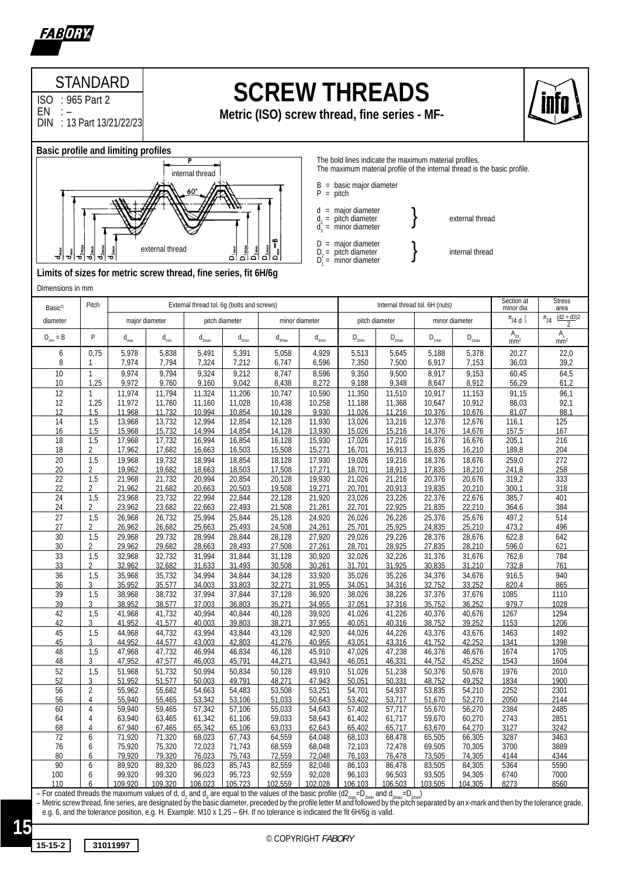STANDARD

ISO : 965 Part 2
EN : –
DIN : 13 Part 13/21/22/23

# SCREW THREADS

**Metric (ISO) screw thread, fine series - MF-**

**Basic profile and limiting profiles**

P

internal thread

60°

external thread

$d_{max}$ $d_{min}$ $d_{2max}$ $d_{2min}$ $d_{3max}$ $d_{3min}$ $D_{1min}$ $D_{1max}$ $D_{2min}$ $D_{2max}$ $D_{min}=B$

The bold lines indicate the maximum material profiles.
The maximum material profile of the internal thread is the basic profile.

B = basic major diameter
P = pitch

d = major diameter
$d_2$ = pitch diameter
$d_3$ = minor diameter
} external thread

D = major diameter
$D_2$ = pitch diameter
$D_1$ = minor diameter
} internal thread

**Limits of sizes for metric screw thread, fine series, fit 6H/6g**

Dimensions in mm

| Basic[2)] diameter | Pitch | External thread tol. 6g (bolts and screws) | | | | | | Internal thread tol. 6H (nuts) | | | | Section at minor dia | Stress area |
|---|---|---|---|---|---|---|---|---|---|---|---|---|---|
| | | major diameter | | pitch diameter | | minor diameter | | pitch diameter | | minor diameter | | $\pi/4\ d_3^2$ | $\pi/4\ \left(\frac{d2+d3}{2}\right)^2$ |
| $D_{min}=B$ | P | $d_{max}$ | $d_{min}$ | $d_{2max}$ | $d_{2min}$ | $d_{3max}$ | $d_{3min}$ | $D_{2min}$ | $D_{2max}$ | $D_{1min}$ | $D_{1max}$ | $A_{d3}$ mm² | $A_s$ mm² |
| 6 | 0,75 | 5,978 | 5,838 | 5,491 | 5,391 | 5,058 | 4,929 | 5,513 | 5,645 | 5,188 | 5,378 | 20,27 | 22,0 |
| 8 | 1 | 7,974 | 7,794 | 7,324 | 7,212 | 6,747 | 6,596 | 7,350 | 7,500 | 6,917 | 7,153 | 36,03 | 39,2 |
| 10 | 1 | 9,974 | 9,794 | 9,324 | 9,212 | 8,747 | 8,596 | 9,350 | 9,500 | 8,917 | 9,153 | 60,45 | 64,5 |
| 10 | 1,25 | 9,972 | 9,760 | 9,160 | 9,042 | 8,438 | 8,272 | 9,188 | 9,348 | 8,647 | 8,912 | 56,29 | 61,2 |
| 12 | 1 | 11,974 | 11,794 | 11,324 | 11,206 | 10,747 | 10,590 | 11,350 | 11,510 | 10,917 | 11,153 | 91,15 | 96,1 |
| 12 | 1,25 | 11,972 | 11,760 | 11,160 | 11,028 | 10,438 | 10,258 | 11,188 | 11,368 | 10,647 | 10,912 | 86,03 | 92,1 |
| 12 | 1,5 | 11,968 | 11,732 | 10,994 | 10,854 | 10,128 | 9,930 | 11,026 | 11,216 | 10,376 | 10,676 | 81,07 | 88,1 |
| 14 | 1,5 | 13,968 | 13,732 | 12,994 | 12,854 | 12,128 | 11,930 | 13,026 | 13,216 | 12,376 | 12,676 | 116,1 | 125 |
| 16 | 1,5 | 15,968 | 15,732 | 14,994 | 14,854 | 14,128 | 13,930 | 15,026 | 15,216 | 14,376 | 14,676 | 157,5 | 167 |
| 18 | 1,5 | 17,968 | 17,732 | 16,994 | 16,854 | 16,128 | 15,930 | 17,026 | 17,216 | 16,376 | 16,676 | 205,1 | 216 |
| 18 | 2 | 17,962 | 17,682 | 16,663 | 16,503 | 15,508 | 15,271 | 16,701 | 16,913 | 15,835 | 16,210 | 189,8 | 204 |
| 20 | 1,5 | 19,968 | 19,732 | 18,994 | 18,854 | 18,128 | 17,930 | 19,026 | 19,216 | 18,376 | 18,676 | 259,0 | 272 |
| 20 | 2 | 19,962 | 19,682 | 18,663 | 18,503 | 17,508 | 17,271 | 18,701 | 18,913 | 17,835 | 18,210 | 241,8 | 258 |
| 22 | 1,5 | 21,968 | 21,732 | 20,994 | 20,854 | 20,128 | 19,930 | 21,026 | 21,216 | 20,376 | 20,676 | 319,2 | 333 |
| 22 | 2 | 21,962 | 21,682 | 20,663 | 20,503 | 19,508 | 19,271 | 20,701 | 20,913 | 19,835 | 20,210 | 300,1 | 318 |
| 24 | 1,5 | 23,968 | 23,732 | 22,994 | 22,844 | 22,128 | 21,920 | 23,026 | 23,226 | 22,376 | 22,676 | 385,7 | 401 |
| 24 | 2 | 23,962 | 23,682 | 22,663 | 22,493 | 21,508 | 21,261 | 22,701 | 22,925 | 21,835 | 22,210 | 364,6 | 384 |
| 27 | 1,5 | 26,968 | 26,732 | 25,994 | 25,844 | 25,128 | 24,920 | 26,026 | 26,226 | 25,376 | 25,676 | 497,2 | 514 |
| 27 | 2 | 26,962 | 26,682 | 25,663 | 25,493 | 24,508 | 24,261 | 25,701 | 25,925 | 24,835 | 25,210 | 473,2 | 496 |
| 30 | 1,5 | 29,968 | 29,732 | 28,994 | 28,844 | 28,128 | 27,920 | 29,026 | 29,226 | 28,376 | 28,676 | 622,8 | 642 |
| 30 | 2 | 29,962 | 29,682 | 28,663 | 28,493 | 27,508 | 27,261 | 28,701 | 28,925 | 27,835 | 28,210 | 596,0 | 621 |
| 33 | 1,5 | 32,968 | 32,732 | 31,994 | 31,844 | 31,128 | 30,920 | 32,026 | 32,226 | 31,376 | 31,676 | 762,6 | 784 |
| 33 | 2 | 32,962 | 32,682 | 31,633 | 31,493 | 30,508 | 30,261 | 31,701 | 31,925 | 30,835 | 31,210 | 732,8 | 761 |
| 36 | 1,5 | 35,968 | 35,732 | 34,994 | 34,844 | 34,128 | 33,920 | 35,026 | 35,226 | 34,376 | 34,676 | 916,5 | 940 |
| 36 | 3 | 35,952 | 35,577 | 34,003 | 33,803 | 32,271 | 31,955 | 34,051 | 34,316 | 32,752 | 33,252 | 820,4 | 865 |
| 39 | 1,5 | 38,968 | 38,732 | 37,994 | 37,844 | 37,128 | 36,920 | 38,026 | 38,226 | 37,376 | 37,676 | 1085 | 1110 |
| 39 | 3 | 38,952 | 38,577 | 37,003 | 36,803 | 35,271 | 34,955 | 37,051 | 37,316 | 35,752 | 36,252 | 979,7 | 1028 |
| 42 | 1,5 | 41,968 | 41,732 | 40,994 | 40,844 | 40,128 | 39,920 | 41,026 | 41,226 | 40,376 | 40,676 | 1267 | 1294 |
| 42 | 3 | 41,952 | 41,577 | 40,003 | 39,803 | 38,271 | 37,955 | 40,051 | 40,316 | 38,752 | 39,252 | 1153 | 1206 |
| 45 | 1,5 | 44,968 | 44,732 | 43,994 | 43,844 | 43,128 | 42,920 | 44,026 | 44,226 | 43,376 | 43,676 | 1463 | 1492 |
| 45 | 3 | 44,952 | 44,577 | 43,003 | 42,803 | 41,276 | 40,955 | 43,051 | 43,316 | 41,752 | 42,252 | 1341 | 1398 |
| 48 | 1,5 | 47,968 | 47,732 | 46,994 | 46,834 | 46,128 | 45,910 | 47,026 | 47,238 | 46,376 | 46,676 | 1674 | 1705 |
| 48 | 3 | 47,952 | 47,577 | 46,003 | 45,791 | 44,271 | 43,943 | 46,051 | 46,331 | 44,752 | 45,252 | 1543 | 1604 |
| 52 | 1,5 | 51,968 | 51,732 | 50,994 | 50,834 | 50,128 | 49,910 | 51,026 | 51,238 | 50,376 | 50,676 | 1976 | 2010 |
| 52 | 3 | 51,952 | 51,577 | 50,003 | 49,791 | 48,271 | 47,943 | 50,051 | 50,331 | 48,752 | 49,252 | 1834 | 1900 |
| 56 | 2 | 55,962 | 55,682 | 54,663 | 54,483 | 53,508 | 53,251 | 54,701 | 54,937 | 53,835 | 54,210 | 2252 | 2301 |
| 56 | 4 | 55,940 | 55,465 | 53,342 | 53,106 | 51,033 | 50,643 | 53,402 | 53,717 | 51,670 | 52,270 | 2050 | 2144 |
| 60 | 4 | 59,940 | 59,465 | 57,342 | 57,106 | 55,033 | 54,643 | 57,402 | 57,717 | 55,670 | 56,270 | 2384 | 2485 |
| 64 | 4 | 63,940 | 63,465 | 61,342 | 61,106 | 59,033 | 58,643 | 61,402 | 61,717 | 59,670 | 60,270 | 2743 | 2851 |
| 68 | 4 | 67,940 | 67,465 | 65,342 | 65,106 | 63,033 | 62,643 | 65,402 | 65,717 | 63,670 | 64,270 | 3127 | 3242 |
| 72 | 6 | 71,920 | 71,320 | 68,023 | 67,743 | 64,559 | 64,048 | 68,103 | 68,478 | 65,505 | 66,305 | 3287 | 3463 |
| 76 | 6 | 75,920 | 75,320 | 72,023 | 71,743 | 68,559 | 68,048 | 72,103 | 72,478 | 69,505 | 70,305 | 3700 | 3889 |
| 80 | 6 | 79,920 | 79,320 | 76,023 | 75,743 | 72,559 | 72,048 | 76,103 | 76,478 | 73,505 | 74,305 | 4144 | 4344 |
| 90 | 6 | 89,920 | 89,320 | 86,023 | 85,743 | 82,559 | 82,048 | 86,103 | 86,478 | 83,505 | 84,305 | 5364 | 5590 |
| 100 | 6 | 99,920 | 99,320 | 96,023 | 95,723 | 92,559 | 92,028 | 96,103 | 96,503 | 93,505 | 94,305 | 6740 | 7000 |
| 110 | 6 | 109,920 | 109,320 | 106,023 | 105,723 | 102,559 | 102,028 | 106,103 | 106,503 | 103,505 | 104,305 | 8273 | 8560 |

– For coated threads the maximum values of d, $d_2$ and $d_3$ are equal to the values of the basic profile ($d2_{max}=D_{2min}$ and $d_{3max}=D_{1min}$)
– Metric screw thread, fine series, are designated by the basic diameter, preceded by the profile letter M and followed by the pitch separated by an x-mark and then by the tolerance grade, e.g. 6, and the tolerance position, e.g. H. Example: M10 x 1,25 – 6H. If no tolerance is indicated the fit 6H/6g is valid.

© COPYRIGHT FABORY

15-15-2 31011997